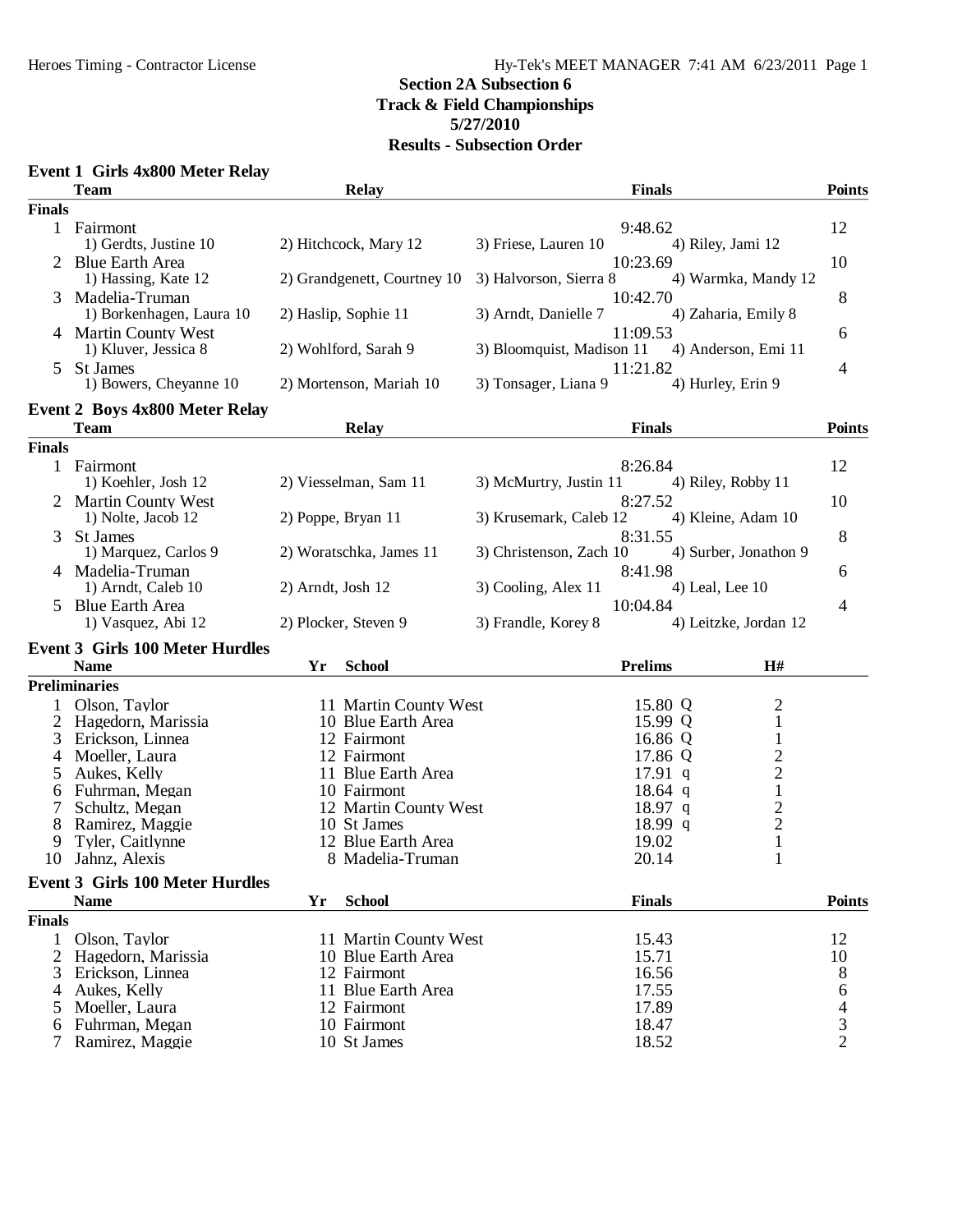# Section 2A Subsection 6
## Track & Field Championships
### 5/27/2010
### Results - Subsection Order

**Event 1 Girls 4x800 Meter Relay**

| | Team | Relay | | Finals | Points |
|---|---|---|---|---|---|
| **Finals** | | | | | |
| 1 | Fairmont | | | 9:48.62 | 12 |
| | 1) Gerdts, Justine 10 | 2) Hitchcock, Mary 12 | 3) Friese, Lauren 10 | 4) Riley, Jami 12 | |
| 2 | Blue Earth Area | | | 10:23.69 | 10 |
| | 1) Hassing, Kate 12 | 2) Grandgenett, Courtney 10 | 3) Halvorson, Sierra 8 | 4) Warmka, Mandy 12 | |
| 3 | Madelia-Truman | | | 10:42.70 | 8 |
| | 1) Borkenhagen, Laura 10 | 2) Haslip, Sophie 11 | 3) Arndt, Danielle 7 | 4) Zaharia, Emily 8 | |
| 4 | Martin County West | | | 11:09.53 | 6 |
| | 1) Kluver, Jessica 8 | 2) Wohlford, Sarah 9 | 3) Bloomquist, Madison 11 | 4) Anderson, Emi 11 | |
| 5 | St James | | | 11:21.82 | 4 |
| | 1) Bowers, Cheyanne 10 | 2) Mortenson, Mariah 10 | 3) Tonsager, Liana 9 | 4) Hurley, Erin 9 | |

**Event 2 Boys 4x800 Meter Relay**

| | Team | Relay | | Finals | Points |
|---|---|---|---|---|---|
| **Finals** | | | | | |
| 1 | Fairmont | | | 8:26.84 | 12 |
| | 1) Koehler, Josh 12 | 2) Viesselman, Sam 11 | 3) McMurtry, Justin 11 | 4) Riley, Robby 11 | |
| 2 | Martin County West | | | 8:27.52 | 10 |
| | 1) Nolte, Jacob 12 | 2) Poppe, Bryan 11 | 3) Krusemark, Caleb 12 | 4) Kleine, Adam 10 | |
| 3 | St James | | | 8:31.55 | 8 |
| | 1) Marquez, Carlos 9 | 2) Woratschka, James 11 | 3) Christenson, Zach 10 | 4) Surber, Jonathon 9 | |
| 4 | Madelia-Truman | | | 8:41.98 | 6 |
| | 1) Arndt, Caleb 10 | 2) Arndt, Josh 12 | 3) Cooling, Alex 11 | 4) Leal, Lee 10 | |
| 5 | Blue Earth Area | | | 10:04.84 | 4 |
| | 1) Vasquez, Abi 12 | 2) Plocker, Steven 9 | 3) Frandle, Korey 8 | 4) Leitzke, Jordan 12 | |

**Event 3 Girls 100 Meter Hurdles**

| | Name | Yr | School | Prelims | | H# |
|---|---|---|---|---|---|---|
| **Preliminaries** | | | | | | |
| 1 | Olson, Taylor | 11 | Martin County West | 15.80 | Q | 2 |
| 2 | Hagedorn, Marissia | 10 | Blue Earth Area | 15.99 | Q | 1 |
| 3 | Erickson, Linnea | 12 | Fairmont | 16.86 | Q | 1 |
| 4 | Moeller, Laura | 12 | Fairmont | 17.86 | Q | 2 |
| 5 | Aukes, Kelly | 11 | Blue Earth Area | 17.91 | q | 2 |
| 6 | Fuhrman, Megan | 10 | Fairmont | 18.64 | q | 1 |
| 7 | Schultz, Megan | 12 | Martin County West | 18.97 | q | 2 |
| 8 | Ramirez, Maggie | 10 | St James | 18.99 | q | 2 |
| 9 | Tyler, Caitlynne | 12 | Blue Earth Area | 19.02 | | 1 |
| 10 | Jahnz, Alexis | 8 | Madelia-Truman | 20.14 | | 1 |

**Event 3 Girls 100 Meter Hurdles**

| | Name | Yr | School | Finals | Points |
|---|---|---|---|---|---|
| **Finals** | | | | | |
| 1 | Olson, Taylor | 11 | Martin County West | 15.43 | 12 |
| 2 | Hagedorn, Marissia | 10 | Blue Earth Area | 15.71 | 10 |
| 3 | Erickson, Linnea | 12 | Fairmont | 16.56 | 8 |
| 4 | Aukes, Kelly | 11 | Blue Earth Area | 17.55 | 6 |
| 5 | Moeller, Laura | 12 | Fairmont | 17.89 | 4 |
| 6 | Fuhrman, Megan | 10 | Fairmont | 18.47 | 3 |
| 7 | Ramirez, Maggie | 10 | St James | 18.52 | 2 |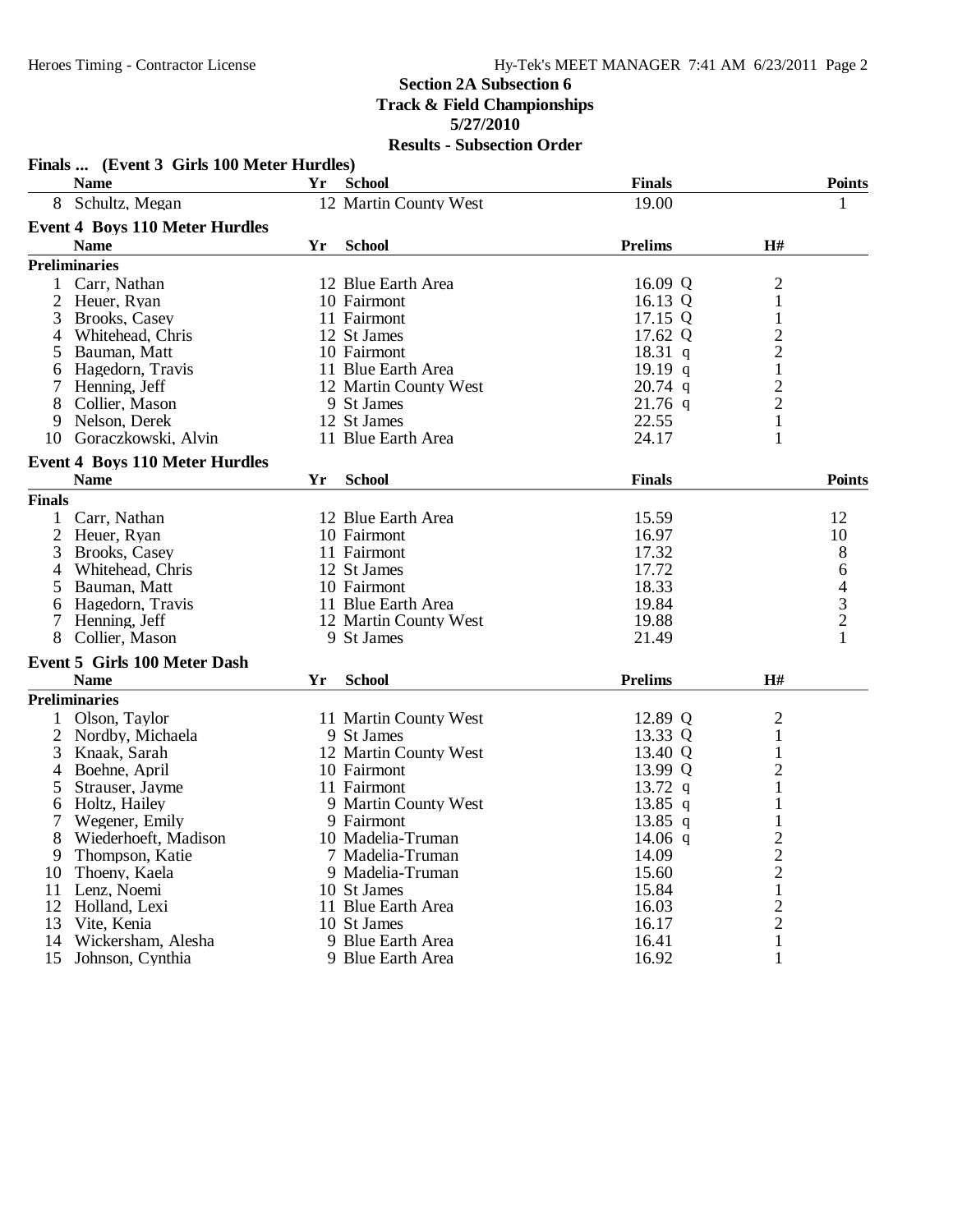## Section 2A Subsection 6
## Track & Field Championships
## 5/27/2010
## Results - Subsection Order

### Finals ... (Event 3 Girls 100 Meter Hurdles)

| | Name | Yr | School | Finals | Points |
|---|---|---|---|---|---|
| 8 | Schultz, Megan | 12 | Martin County West | 19.00 | 1 |

### Event 4 Boys 110 Meter Hurdles

**Preliminaries**

| | Name | Yr | School | Prelims | | H# |
|---|---|---|---|---|---|---|
| 1 | Carr, Nathan | 12 | Blue Earth Area | 16.09 | Q | 2 |
| 2 | Heuer, Ryan | 10 | Fairmont | 16.13 | Q | 1 |
| 3 | Brooks, Casey | 11 | Fairmont | 17.15 | Q | 1 |
| 4 | Whitehead, Chris | 12 | St James | 17.62 | Q | 2 |
| 5 | Bauman, Matt | 10 | Fairmont | 18.31 | q | 2 |
| 6 | Hagedorn, Travis | 11 | Blue Earth Area | 19.19 | q | 1 |
| 7 | Henning, Jeff | 12 | Martin County West | 20.74 | q | 2 |
| 8 | Collier, Mason | 9 | St James | 21.76 | q | 2 |
| 9 | Nelson, Derek | 12 | St James | 22.55 | | 1 |
| 10 | Goraczkowski, Alvin | 11 | Blue Earth Area | 24.17 | | 1 |

### Event 4 Boys 110 Meter Hurdles

**Finals**

| | Name | Yr | School | Finals | Points |
|---|---|---|---|---|---|
| 1 | Carr, Nathan | 12 | Blue Earth Area | 15.59 | 12 |
| 2 | Heuer, Ryan | 10 | Fairmont | 16.97 | 10 |
| 3 | Brooks, Casey | 11 | Fairmont | 17.32 | 8 |
| 4 | Whitehead, Chris | 12 | St James | 17.72 | 6 |
| 5 | Bauman, Matt | 10 | Fairmont | 18.33 | 4 |
| 6 | Hagedorn, Travis | 11 | Blue Earth Area | 19.84 | 3 |
| 7 | Henning, Jeff | 12 | Martin County West | 19.88 | 2 |
| 8 | Collier, Mason | 9 | St James | 21.49 | 1 |

### Event 5 Girls 100 Meter Dash

**Preliminaries**

| | Name | Yr | School | Prelims | | H# |
|---|---|---|---|---|---|---|
| 1 | Olson, Taylor | 11 | Martin County West | 12.89 | Q | 2 |
| 2 | Nordby, Michaela | 9 | St James | 13.33 | Q | 1 |
| 3 | Knaak, Sarah | 12 | Martin County West | 13.40 | Q | 1 |
| 4 | Boehne, April | 10 | Fairmont | 13.99 | Q | 2 |
| 5 | Strauser, Jayme | 11 | Fairmont | 13.72 | q | 1 |
| 6 | Holtz, Hailey | 9 | Martin County West | 13.85 | q | 1 |
| 7 | Wegener, Emily | 9 | Fairmont | 13.85 | q | 1 |
| 8 | Wiederhoeft, Madison | 10 | Madelia-Truman | 14.06 | q | 2 |
| 9 | Thompson, Katie | 7 | Madelia-Truman | 14.09 | | 2 |
| 10 | Thoeny, Kaela | 9 | Madelia-Truman | 15.60 | | 2 |
| 11 | Lenz, Noemi | 10 | St James | 15.84 | | 1 |
| 12 | Holland, Lexi | 11 | Blue Earth Area | 16.03 | | 2 |
| 13 | Vite, Kenia | 10 | St James | 16.17 | | 2 |
| 14 | Wickersham, Alesha | 9 | Blue Earth Area | 16.41 | | 1 |
| 15 | Johnson, Cynthia | 9 | Blue Earth Area | 16.92 | | 1 |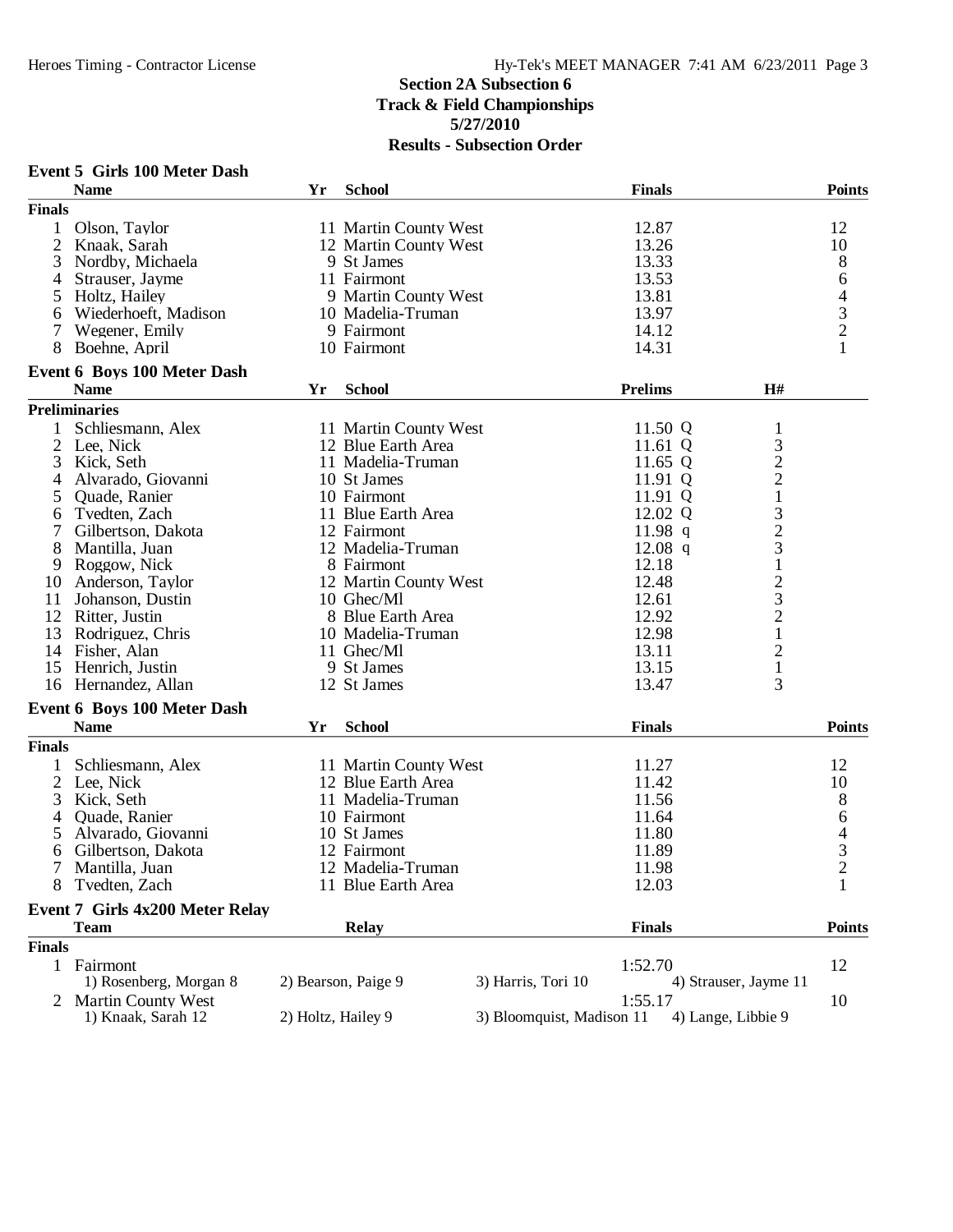# Section 2A Subsection 6
## Track & Field Championships
### 5/27/2010
### Results - Subsection Order

**Event 5 Girls 100 Meter Dash**

| | Name | Yr | School | Finals | Points |
|---|---|---|---|---|---|
| **Finals** | | | | | |
| 1 | Olson, Taylor | 11 | Martin County West | 12.87 | 12 |
| 2 | Knaak, Sarah | 12 | Martin County West | 13.26 | 10 |
| 3 | Nordby, Michaela | 9 | St James | 13.33 | 8 |
| 4 | Strauser, Jayme | 11 | Fairmont | 13.53 | 6 |
| 5 | Holtz, Hailey | 9 | Martin County West | 13.81 | 4 |
| 6 | Wiederhoeft, Madison | 10 | Madelia-Truman | 13.97 | 3 |
| 7 | Wegener, Emily | 9 | Fairmont | 14.12 | 2 |
| 8 | Boehne, April | 10 | Fairmont | 14.31 | 1 |

**Event 6 Boys 100 Meter Dash**

| | Name | Yr | School | Prelims | | H# |
|---|---|---|---|---|---|---|
| **Preliminaries** | | | | | | |
| 1 | Schliesmann, Alex | 11 | Martin County West | 11.50 | Q | 1 |
| 2 | Lee, Nick | 12 | Blue Earth Area | 11.61 | Q | 3 |
| 3 | Kick, Seth | 11 | Madelia-Truman | 11.65 | Q | 2 |
| 4 | Alvarado, Giovanni | 10 | St James | 11.91 | Q | 2 |
| 5 | Quade, Ranier | 10 | Fairmont | 11.91 | Q | 1 |
| 6 | Tvedten, Zach | 11 | Blue Earth Area | 12.02 | Q | 3 |
| 7 | Gilbertson, Dakota | 12 | Fairmont | 11.98 | q | 2 |
| 8 | Mantilla, Juan | 12 | Madelia-Truman | 12.08 | q | 3 |
| 9 | Roggow, Nick | 8 | Fairmont | 12.18 | | 1 |
| 10 | Anderson, Taylor | 12 | Martin County West | 12.48 | | 2 |
| 11 | Johanson, Dustin | 10 | Ghec/Ml | 12.61 | | 3 |
| 12 | Ritter, Justin | 8 | Blue Earth Area | 12.92 | | 2 |
| 13 | Rodriguez, Chris | 10 | Madelia-Truman | 12.98 | | 1 |
| 14 | Fisher, Alan | 11 | Ghec/Ml | 13.11 | | 2 |
| 15 | Henrich, Justin | 9 | St James | 13.15 | | 1 |
| 16 | Hernandez, Allan | 12 | St James | 13.47 | | 3 |

**Event 6 Boys 100 Meter Dash**

| | Name | Yr | School | Finals | Points |
|---|---|---|---|---|---|
| **Finals** | | | | | |
| 1 | Schliesmann, Alex | 11 | Martin County West | 11.27 | 12 |
| 2 | Lee, Nick | 12 | Blue Earth Area | 11.42 | 10 |
| 3 | Kick, Seth | 11 | Madelia-Truman | 11.56 | 8 |
| 4 | Quade, Ranier | 10 | Fairmont | 11.64 | 6 |
| 5 | Alvarado, Giovanni | 10 | St James | 11.80 | 4 |
| 6 | Gilbertson, Dakota | 12 | Fairmont | 11.89 | 3 |
| 7 | Mantilla, Juan | 12 | Madelia-Truman | 11.98 | 2 |
| 8 | Tvedten, Zach | 11 | Blue Earth Area | 12.03 | 1 |

**Event 7 Girls 4x200 Meter Relay**

| | Team | Relay | Finals | Points |
|---|---|---|---|---|
| **Finals** | | | | |
| 1 | Fairmont | | 1:52.70 | 12 |
| | 1) Rosenberg, Morgan 8 | 2) Bearson, Paige 9 | 3) Harris, Tori 10 | 4) Strauser, Jayme 11 |
| 2 | Martin County West | | 1:55.17 | 10 |
| | 1) Knaak, Sarah 12 | 2) Holtz, Hailey 9 | 3) Bloomquist, Madison 11 | 4) Lange, Libbie 9 |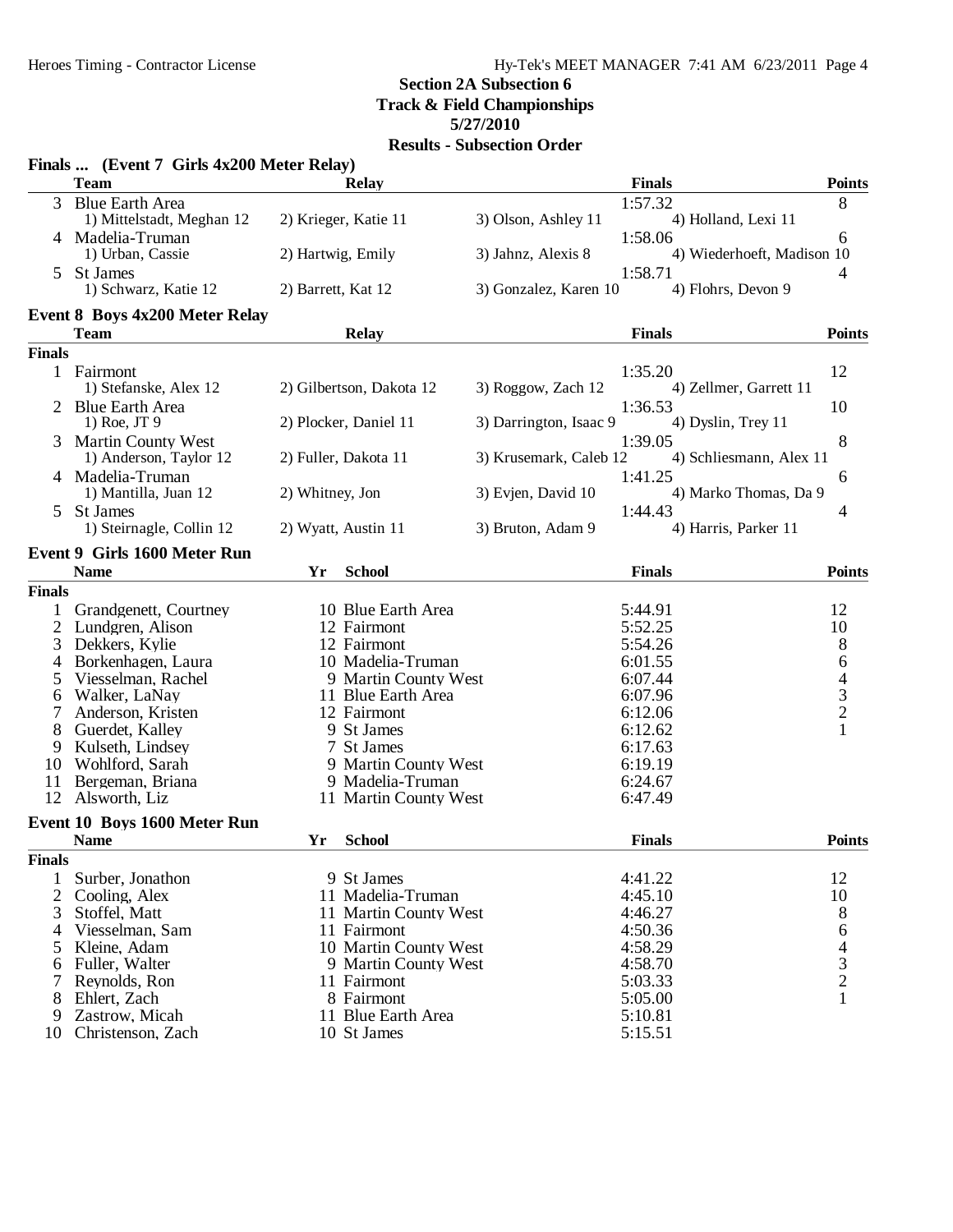# Section 2A Subsection 6
## Track & Field Championships
### 5/27/2010
### Results - Subsection Order

**Finals ... (Event 7 Girls 4x200 Meter Relay)**

| | Team | Relay | | Finals | Points |
|---|---|---|---|---|---|
| 3 | Blue Earth Area | | | 1:57.32 | 8 |
| | 1) Mittelstadt, Meghan 12 | 2) Krieger, Katie 11 | 3) Olson, Ashley 11 | 4) Holland, Lexi 11 | |
| 4 | Madelia-Truman | | | 1:58.06 | 6 |
| | 1) Urban, Cassie | 2) Hartwig, Emily | 3) Jahnz, Alexis 8 | 4) Wiederhoeft, Madison 10 | |
| 5 | St James | | | 1:58.71 | 4 |
| | 1) Schwarz, Katie 12 | 2) Barrett, Kat 12 | 3) Gonzalez, Karen 10 | 4) Flohrs, Devon 9 | |

**Event 8 Boys 4x200 Meter Relay**

| | Team | Relay | | Finals | Points |
|---|---|---|---|---|---|
| **Finals** | | | | | |
| 1 | Fairmont | | | 1:35.20 | 12 |
| | 1) Stefanske, Alex 12 | 2) Gilbertson, Dakota 12 | 3) Roggow, Zach 12 | 4) Zellmer, Garrett 11 | |
| 2 | Blue Earth Area | | | 1:36.53 | 10 |
| | 1) Roe, JT 9 | 2) Plocker, Daniel 11 | 3) Darrington, Isaac 9 | 4) Dyslin, Trey 11 | |
| 3 | Martin County West | | | 1:39.05 | 8 |
| | 1) Anderson, Taylor 12 | 2) Fuller, Dakota 11 | 3) Krusemark, Caleb 12 | 4) Schliesmann, Alex 11 | |
| 4 | Madelia-Truman | | | 1:41.25 | 6 |
| | 1) Mantilla, Juan 12 | 2) Whitney, Jon | 3) Evjen, David 10 | 4) Marko Thomas, Da 9 | |
| 5 | St James | | | 1:44.43 | 4 |
| | 1) Steirnagle, Collin 12 | 2) Wyatt, Austin 11 | 3) Bruton, Adam 9 | 4) Harris, Parker 11 | |

**Event 9 Girls 1600 Meter Run**

| | Name | Yr | School | Finals | Points |
|---|---|---|---|---|---|
| **Finals** | | | | | |
| 1 | Grandgenett, Courtney | 10 | Blue Earth Area | 5:44.91 | 12 |
| 2 | Lundgren, Alison | 12 | Fairmont | 5:52.25 | 10 |
| 3 | Dekkers, Kylie | 12 | Fairmont | 5:54.26 | 8 |
| 4 | Borkenhagen, Laura | 10 | Madelia-Truman | 6:01.55 | 6 |
| 5 | Viesselman, Rachel | 9 | Martin County West | 6:07.44 | 4 |
| 6 | Walker, LaNay | 11 | Blue Earth Area | 6:07.96 | 3 |
| 7 | Anderson, Kristen | 12 | Fairmont | 6:12.06 | 2 |
| 8 | Guerdet, Kalley | 9 | St James | 6:12.62 | 1 |
| 9 | Kulseth, Lindsey | 7 | St James | 6:17.63 | |
| 10 | Wohlford, Sarah | 9 | Martin County West | 6:19.19 | |
| 11 | Bergeman, Briana | 9 | Madelia-Truman | 6:24.67 | |
| 12 | Alsworth, Liz | 11 | Martin County West | 6:47.49 | |

**Event 10 Boys 1600 Meter Run**

| | Name | Yr | School | Finals | Points |
|---|---|---|---|---|---|
| **Finals** | | | | | |
| 1 | Surber, Jonathon | 9 | St James | 4:41.22 | 12 |
| 2 | Cooling, Alex | 11 | Madelia-Truman | 4:45.10 | 10 |
| 3 | Stoffel, Matt | 11 | Martin County West | 4:46.27 | 8 |
| 4 | Viesselman, Sam | 11 | Fairmont | 4:50.36 | 6 |
| 5 | Kleine, Adam | 10 | Martin County West | 4:58.29 | 4 |
| 6 | Fuller, Walter | 9 | Martin County West | 4:58.70 | 3 |
| 7 | Reynolds, Ron | 11 | Fairmont | 5:03.33 | 2 |
| 8 | Ehlert, Zach | 8 | Fairmont | 5:05.00 | 1 |
| 9 | Zastrow, Micah | 11 | Blue Earth Area | 5:10.81 | |
| 10 | Christenson, Zach | 10 | St James | 5:15.51 | |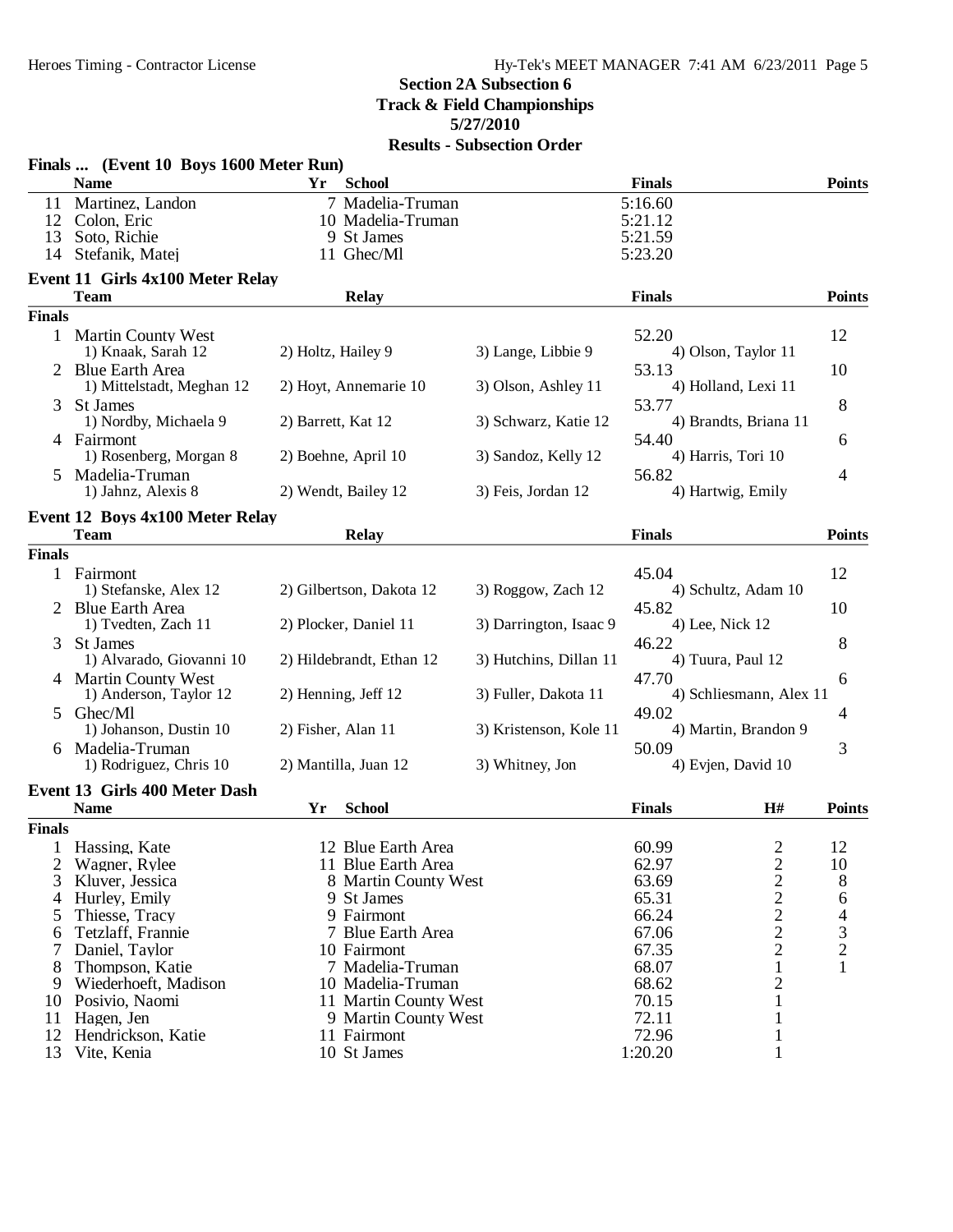# Section 2A Subsection 6
## Track & Field Championships
### 5/27/2010
### Results - Subsection Order

**Finals ... (Event 10 Boys 1600 Meter Run)**

| | Name | Yr | School | Finals | Points |
|---|---|---|---|---|---|
| 11 | Martinez, Landon | 7 | Madelia-Truman | 5:16.60 | |
| 12 | Colon, Eric | 10 | Madelia-Truman | 5:21.12 | |
| 13 | Soto, Richie | 9 | St James | 5:21.59 | |
| 14 | Stefanik, Matej | 11 | Ghec/Ml | 5:23.20 | |

**Event 11 Girls 4x100 Meter Relay**

| | Team | Relay | | Finals | Points |
|---|---|---|---|---|---|
| **Finals** | | | | | |
| 1 | Martin County West | | | 52.20 | 12 |
| | 1) Knaak, Sarah 12 | 2) Holtz, Hailey 9 | 3) Lange, Libbie 9 | 4) Olson, Taylor 11 | |
| 2 | Blue Earth Area | | | 53.13 | 10 |
| | 1) Mittelstadt, Meghan 12 | 2) Hoyt, Annemarie 10 | 3) Olson, Ashley 11 | 4) Holland, Lexi 11 | |
| 3 | St James | | | 53.77 | 8 |
| | 1) Nordby, Michaela 9 | 2) Barrett, Kat 12 | 3) Schwarz, Katie 12 | 4) Brandts, Briana 11 | |
| 4 | Fairmont | | | 54.40 | 6 |
| | 1) Rosenberg, Morgan 8 | 2) Boehne, April 10 | 3) Sandoz, Kelly 12 | 4) Harris, Tori 10 | |
| 5 | Madelia-Truman | | | 56.82 | 4 |
| | 1) Jahnz, Alexis 8 | 2) Wendt, Bailey 12 | 3) Feis, Jordan 12 | 4) Hartwig, Emily | |

**Event 12 Boys 4x100 Meter Relay**

| | Team | Relay | | Finals | Points |
|---|---|---|---|---|---|
| **Finals** | | | | | |
| 1 | Fairmont | | | 45.04 | 12 |
| | 1) Stefanske, Alex 12 | 2) Gilbertson, Dakota 12 | 3) Roggow, Zach 12 | 4) Schultz, Adam 10 | |
| 2 | Blue Earth Area | | | 45.82 | 10 |
| | 1) Tvedten, Zach 11 | 2) Plocker, Daniel 11 | 3) Darrington, Isaac 9 | 4) Lee, Nick 12 | |
| 3 | St James | | | 46.22 | 8 |
| | 1) Alvarado, Giovanni 10 | 2) Hildebrandt, Ethan 12 | 3) Hutchins, Dillan 11 | 4) Tuura, Paul 12 | |
| 4 | Martin County West | | | 47.70 | 6 |
| | 1) Anderson, Taylor 12 | 2) Henning, Jeff 12 | 3) Fuller, Dakota 11 | 4) Schliesmann, Alex 11 | |
| 5 | Ghec/Ml | | | 49.02 | 4 |
| | 1) Johanson, Dustin 10 | 2) Fisher, Alan 11 | 3) Kristenson, Kole 11 | 4) Martin, Brandon 9 | |
| 6 | Madelia-Truman | | | 50.09 | 3 |
| | 1) Rodriguez, Chris 10 | 2) Mantilla, Juan 12 | 3) Whitney, Jon | 4) Evjen, David 10 | |

**Event 13 Girls 400 Meter Dash**

| | Name | Yr | School | Finals | H# | Points |
|---|---|---|---|---|---|---|
| **Finals** | | | | | | |
| 1 | Hassing, Kate | 12 | Blue Earth Area | 60.99 | 2 | 12 |
| 2 | Wagner, Rylee | 11 | Blue Earth Area | 62.97 | 2 | 10 |
| 3 | Kluver, Jessica | 8 | Martin County West | 63.69 | 2 | 8 |
| 4 | Hurley, Emily | 9 | St James | 65.31 | 2 | 6 |
| 5 | Thiesse, Tracy | 9 | Fairmont | 66.24 | 2 | 4 |
| 6 | Tetzlaff, Frannie | 7 | Blue Earth Area | 67.06 | 2 | 3 |
| 7 | Daniel, Taylor | 10 | Fairmont | 67.35 | 2 | 2 |
| 8 | Thompson, Katie | 7 | Madelia-Truman | 68.07 | 1 | 1 |
| 9 | Wiederhoeft, Madison | 10 | Madelia-Truman | 68.62 | 2 | |
| 10 | Posivio, Naomi | 11 | Martin County West | 70.15 | 1 | |
| 11 | Hagen, Jen | 9 | Martin County West | 72.11 | 1 | |
| 12 | Hendrickson, Katie | 11 | Fairmont | 72.96 | 1 | |
| 13 | Vite, Kenia | 10 | St James | 1:20.20 | 1 | |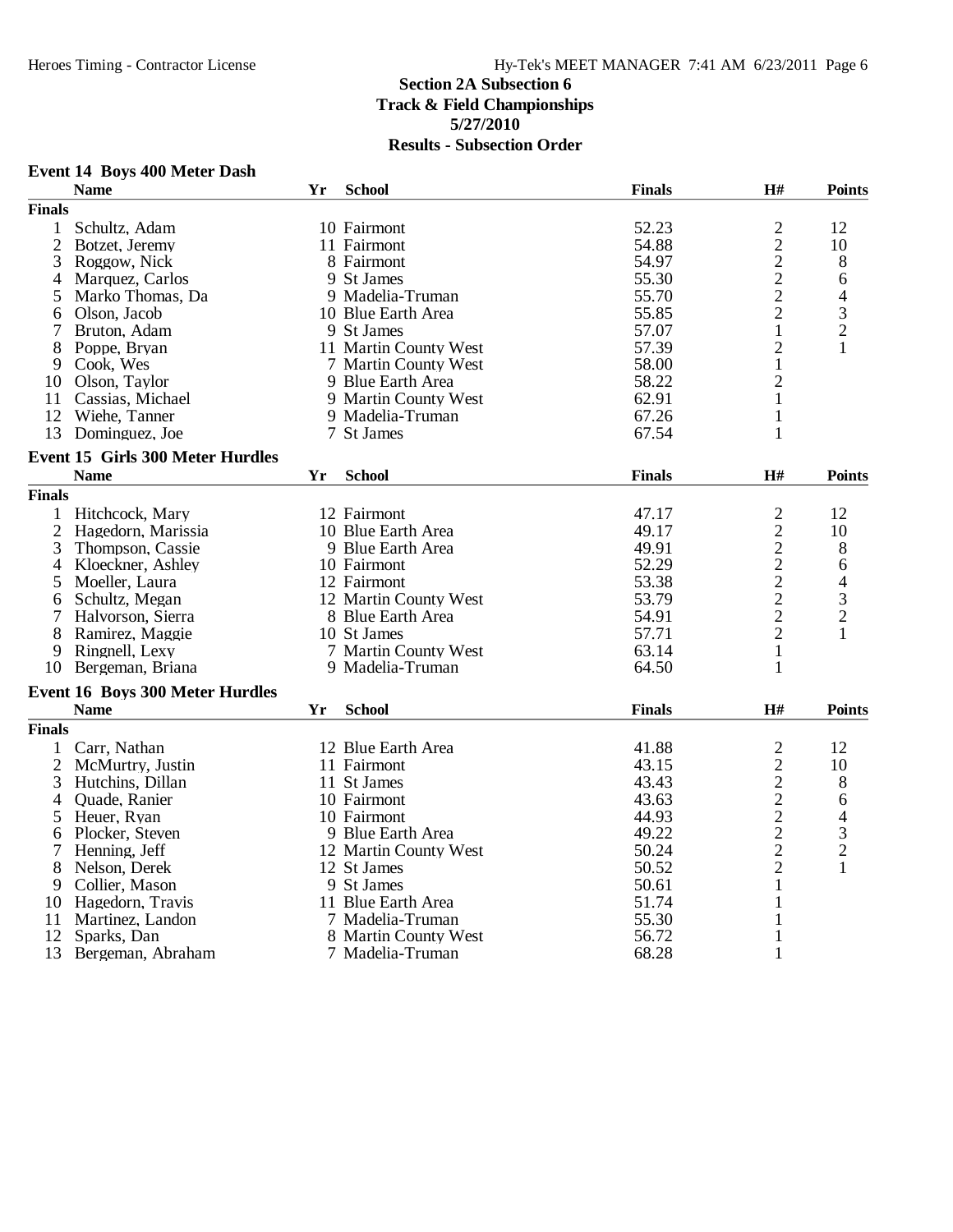## Section 2A Subsection 6
## Track & Field Championships
## 5/27/2010
## Results - Subsection Order

### Event 14 Boys 400 Meter Dash

| | Name | Yr | School | Finals | H# | Points |
|---|---|---|---|---|---|---|
| **Finals** | | | | | | |
| 1 | Schultz, Adam | 10 | Fairmont | 52.23 | 2 | 12 |
| 2 | Botzet, Jeremy | 11 | Fairmont | 54.88 | 2 | 10 |
| 3 | Roggow, Nick | 8 | Fairmont | 54.97 | 2 | 8 |
| 4 | Marquez, Carlos | 9 | St James | 55.30 | 2 | 6 |
| 5 | Marko Thomas, Da | 9 | Madelia-Truman | 55.70 | 2 | 4 |
| 6 | Olson, Jacob | 10 | Blue Earth Area | 55.85 | 2 | 3 |
| 7 | Bruton, Adam | 9 | St James | 57.07 | 1 | 2 |
| 8 | Poppe, Bryan | 11 | Martin County West | 57.39 | 2 | 1 |
| 9 | Cook, Wes | 7 | Martin County West | 58.00 | 1 | |
| 10 | Olson, Taylor | 9 | Blue Earth Area | 58.22 | 2 | |
| 11 | Cassias, Michael | 9 | Martin County West | 62.91 | 1 | |
| 12 | Wiehe, Tanner | 9 | Madelia-Truman | 67.26 | 1 | |
| 13 | Dominguez, Joe | 7 | St James | 67.54 | 1 | |

### Event 15 Girls 300 Meter Hurdles

| | Name | Yr | School | Finals | H# | Points |
|---|---|---|---|---|---|---|
| **Finals** | | | | | | |
| 1 | Hitchcock, Mary | 12 | Fairmont | 47.17 | 2 | 12 |
| 2 | Hagedorn, Marissia | 10 | Blue Earth Area | 49.17 | 2 | 10 |
| 3 | Thompson, Cassie | 9 | Blue Earth Area | 49.91 | 2 | 8 |
| 4 | Kloeckner, Ashley | 10 | Fairmont | 52.29 | 2 | 6 |
| 5 | Moeller, Laura | 12 | Fairmont | 53.38 | 2 | 4 |
| 6 | Schultz, Megan | 12 | Martin County West | 53.79 | 2 | 3 |
| 7 | Halvorson, Sierra | 8 | Blue Earth Area | 54.91 | 2 | 2 |
| 8 | Ramirez, Maggie | 10 | St James | 57.71 | 2 | 1 |
| 9 | Ringnell, Lexy | 7 | Martin County West | 63.14 | 1 | |
| 10 | Bergeman, Briana | 9 | Madelia-Truman | 64.50 | 1 | |

### Event 16 Boys 300 Meter Hurdles

| | Name | Yr | School | Finals | H# | Points |
|---|---|---|---|---|---|---|
| **Finals** | | | | | | |
| 1 | Carr, Nathan | 12 | Blue Earth Area | 41.88 | 2 | 12 |
| 2 | McMurtry, Justin | 11 | Fairmont | 43.15 | 2 | 10 |
| 3 | Hutchins, Dillan | 11 | St James | 43.43 | 2 | 8 |
| 4 | Quade, Ranier | 10 | Fairmont | 43.63 | 2 | 6 |
| 5 | Heuer, Ryan | 10 | Fairmont | 44.93 | 2 | 4 |
| 6 | Plocker, Steven | 9 | Blue Earth Area | 49.22 | 2 | 3 |
| 7 | Henning, Jeff | 12 | Martin County West | 50.24 | 2 | 2 |
| 8 | Nelson, Derek | 12 | St James | 50.52 | 2 | 1 |
| 9 | Collier, Mason | 9 | St James | 50.61 | 1 | |
| 10 | Hagedorn, Travis | 11 | Blue Earth Area | 51.74 | 1 | |
| 11 | Martinez, Landon | 7 | Madelia-Truman | 55.30 | 1 | |
| 12 | Sparks, Dan | 8 | Martin County West | 56.72 | 1 | |
| 13 | Bergeman, Abraham | 7 | Madelia-Truman | 68.28 | 1 | |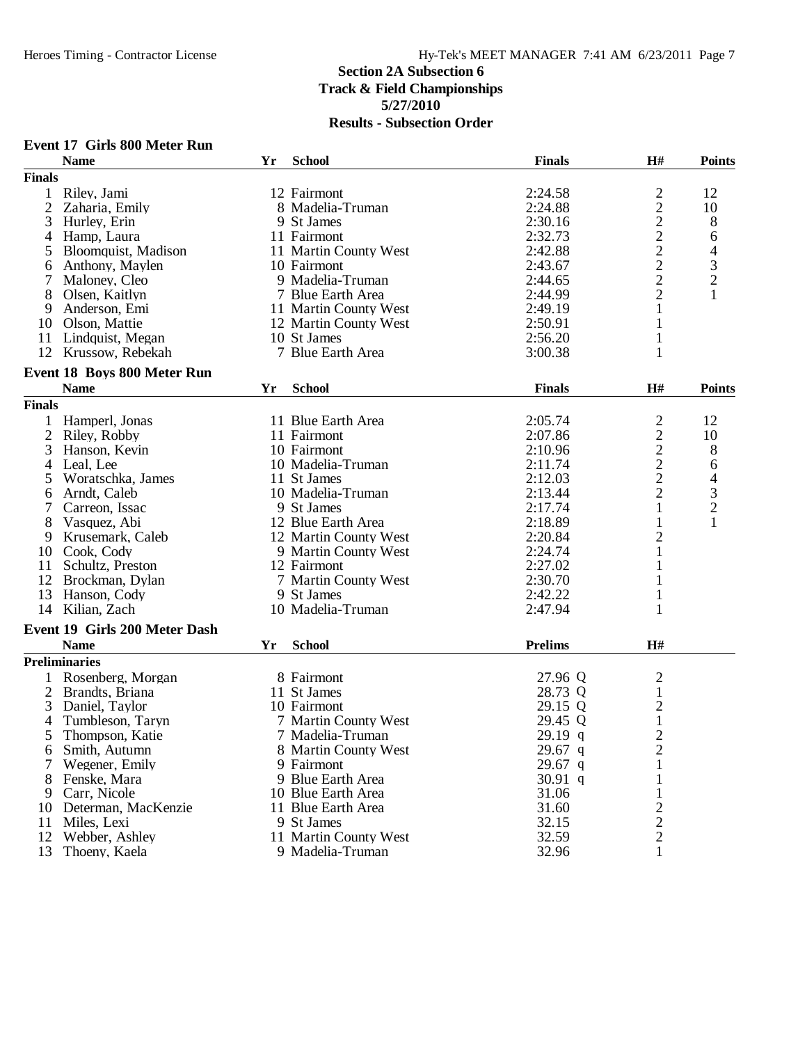## Section 2A Subsection 6
## Track & Field Championships
## 5/27/2010
## Results - Subsection Order

### Event 17 Girls 800 Meter Run

| | Name | Yr | School | Finals | H# | Points |
|---|---|---|---|---|---|---|
| **Finals** | | | | | | |
| 1 | Riley, Jami | 12 | Fairmont | 2:24.58 | 2 | 12 |
| 2 | Zaharia, Emily | 8 | Madelia-Truman | 2:24.88 | 2 | 10 |
| 3 | Hurley, Erin | 9 | St James | 2:30.16 | 2 | 8 |
| 4 | Hamp, Laura | 11 | Fairmont | 2:32.73 | 2 | 6 |
| 5 | Bloomquist, Madison | 11 | Martin County West | 2:42.88 | 2 | 4 |
| 6 | Anthony, Maylen | 10 | Fairmont | 2:43.67 | 2 | 3 |
| 7 | Maloney, Cleo | 9 | Madelia-Truman | 2:44.65 | 2 | 2 |
| 8 | Olsen, Kaitlyn | 7 | Blue Earth Area | 2:44.99 | 2 | 1 |
| 9 | Anderson, Emi | 11 | Martin County West | 2:49.19 | 1 | |
| 10 | Olson, Mattie | 12 | Martin County West | 2:50.91 | 1 | |
| 11 | Lindquist, Megan | 10 | St James | 2:56.20 | 1 | |
| 12 | Krussow, Rebekah | 7 | Blue Earth Area | 3:00.38 | 1 | |

### Event 18 Boys 800 Meter Run

| | Name | Yr | School | Finals | H# | Points |
|---|---|---|---|---|---|---|
| **Finals** | | | | | | |
| 1 | Hamperl, Jonas | 11 | Blue Earth Area | 2:05.74 | 2 | 12 |
| 2 | Riley, Robby | 11 | Fairmont | 2:07.86 | 2 | 10 |
| 3 | Hanson, Kevin | 10 | Fairmont | 2:10.96 | 2 | 8 |
| 4 | Leal, Lee | 10 | Madelia-Truman | 2:11.74 | 2 | 6 |
| 5 | Woratschka, James | 11 | St James | 2:12.03 | 2 | 4 |
| 6 | Arndt, Caleb | 10 | Madelia-Truman | 2:13.44 | 2 | 3 |
| 7 | Carreon, Issac | 9 | St James | 2:17.74 | 1 | 2 |
| 8 | Vasquez, Abi | 12 | Blue Earth Area | 2:18.89 | 1 | 1 |
| 9 | Krusemark, Caleb | 12 | Martin County West | 2:20.84 | 2 | |
| 10 | Cook, Cody | 9 | Martin County West | 2:24.74 | 1 | |
| 11 | Schultz, Preston | 12 | Fairmont | 2:27.02 | 1 | |
| 12 | Brockman, Dylan | 7 | Martin County West | 2:30.70 | 1 | |
| 13 | Hanson, Cody | 9 | St James | 2:42.22 | 1 | |
| 14 | Kilian, Zach | 10 | Madelia-Truman | 2:47.94 | 1 | |

### Event 19 Girls 200 Meter Dash

| | Name | Yr | School | Prelims | H# |
|---|---|---|---|---|---|
| **Preliminaries** | | | | | |
| 1 | Rosenberg, Morgan | 8 | Fairmont | 27.96 Q | 2 |
| 2 | Brandts, Briana | 11 | St James | 28.73 Q | 1 |
| 3 | Daniel, Taylor | 10 | Fairmont | 29.15 Q | 2 |
| 4 | Tumbleson, Taryn | 7 | Martin County West | 29.45 Q | 1 |
| 5 | Thompson, Katie | 7 | Madelia-Truman | 29.19 q | 2 |
| 6 | Smith, Autumn | 8 | Martin County West | 29.67 q | 2 |
| 7 | Wegener, Emily | 9 | Fairmont | 29.67 q | 1 |
| 8 | Fenske, Mara | 9 | Blue Earth Area | 30.91 q | 1 |
| 9 | Carr, Nicole | 10 | Blue Earth Area | 31.06 | 1 |
| 10 | Determan, MacKenzie | 11 | Blue Earth Area | 31.60 | 2 |
| 11 | Miles, Lexi | 9 | St James | 32.15 | 2 |
| 12 | Webber, Ashley | 11 | Martin County West | 32.59 | 2 |
| 13 | Thoeny, Kaela | 9 | Madelia-Truman | 32.96 | 1 |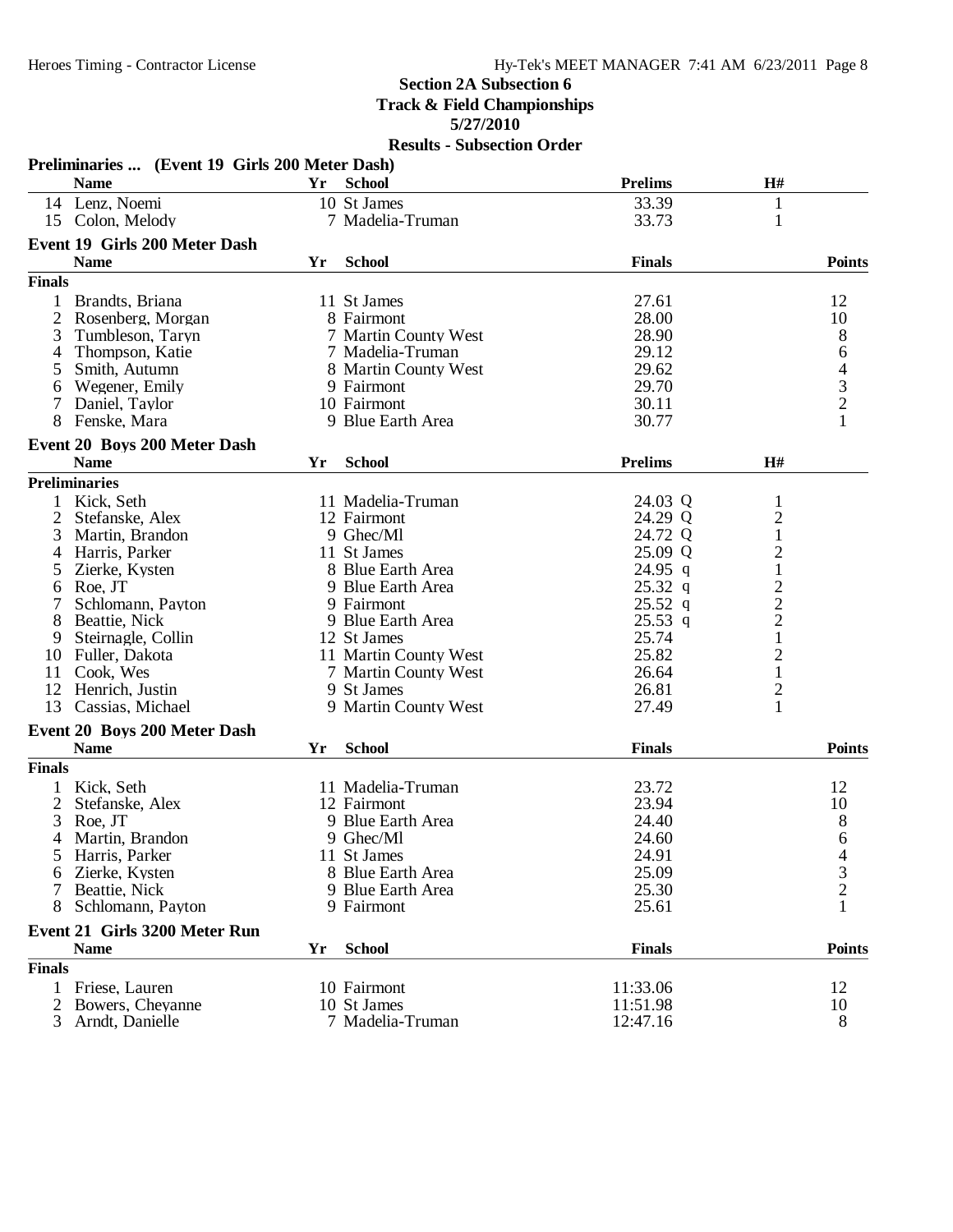# Section 2A Subsection 6

## Track & Field Championships

### 5/27/2010

### Results - Subsection Order

**Preliminaries ... (Event 19 Girls 200 Meter Dash)**

| | Name | Yr | School | Prelims | H# |
|---|---|---|---|---|---|
| 14 | Lenz, Noemi | 10 | St James | 33.39 | 1 |
| 15 | Colon, Melody | 7 | Madelia-Truman | 33.73 | 1 |

**Event 19 Girls 200 Meter Dash**

| | Name | Yr | School | Finals | Points |
|---|---|---|---|---|---|
| **Finals** | | | | | |
| 1 | Brandts, Briana | 11 | St James | 27.61 | 12 |
| 2 | Rosenberg, Morgan | 8 | Fairmont | 28.00 | 10 |
| 3 | Tumbleson, Taryn | 7 | Martin County West | 28.90 | 8 |
| 4 | Thompson, Katie | 7 | Madelia-Truman | 29.12 | 6 |
| 5 | Smith, Autumn | 8 | Martin County West | 29.62 | 4 |
| 6 | Wegener, Emily | 9 | Fairmont | 29.70 | 3 |
| 7 | Daniel, Taylor | 10 | Fairmont | 30.11 | 2 |
| 8 | Fenske, Mara | 9 | Blue Earth Area | 30.77 | 1 |

**Event 20 Boys 200 Meter Dash**

| | Name | Yr | School | Prelims | H# |
|---|---|---|---|---|---|
| **Preliminaries** | | | | | |
| 1 | Kick, Seth | 11 | Madelia-Truman | 24.03 Q | 1 |
| 2 | Stefanske, Alex | 12 | Fairmont | 24.29 Q | 2 |
| 3 | Martin, Brandon | 9 | Ghec/Ml | 24.72 Q | 1 |
| 4 | Harris, Parker | 11 | St James | 25.09 Q | 2 |
| 5 | Zierke, Kysten | 8 | Blue Earth Area | 24.95 q | 1 |
| 6 | Roe, JT | 9 | Blue Earth Area | 25.32 q | 2 |
| 7 | Schlomann, Payton | 9 | Fairmont | 25.52 q | 2 |
| 8 | Beattie, Nick | 9 | Blue Earth Area | 25.53 q | 2 |
| 9 | Steirnagle, Collin | 12 | St James | 25.74 | 1 |
| 10 | Fuller, Dakota | 11 | Martin County West | 25.82 | 2 |
| 11 | Cook, Wes | 7 | Martin County West | 26.64 | 1 |
| 12 | Henrich, Justin | 9 | St James | 26.81 | 2 |
| 13 | Cassias, Michael | 9 | Martin County West | 27.49 | 1 |

**Event 20 Boys 200 Meter Dash**

| | Name | Yr | School | Finals | Points |
|---|---|---|---|---|---|
| **Finals** | | | | | |
| 1 | Kick, Seth | 11 | Madelia-Truman | 23.72 | 12 |
| 2 | Stefanske, Alex | 12 | Fairmont | 23.94 | 10 |
| 3 | Roe, JT | 9 | Blue Earth Area | 24.40 | 8 |
| 4 | Martin, Brandon | 9 | Ghec/Ml | 24.60 | 6 |
| 5 | Harris, Parker | 11 | St James | 24.91 | 4 |
| 6 | Zierke, Kysten | 8 | Blue Earth Area | 25.09 | 3 |
| 7 | Beattie, Nick | 9 | Blue Earth Area | 25.30 | 2 |
| 8 | Schlomann, Payton | 9 | Fairmont | 25.61 | 1 |

**Event 21 Girls 3200 Meter Run**

| | Name | Yr | School | Finals | Points |
|---|---|---|---|---|---|
| **Finals** | | | | | |
| 1 | Friese, Lauren | 10 | Fairmont | 11:33.06 | 12 |
| 2 | Bowers, Cheyanne | 10 | St James | 11:51.98 | 10 |
| 3 | Arndt, Danielle | 7 | Madelia-Truman | 12:47.16 | 8 |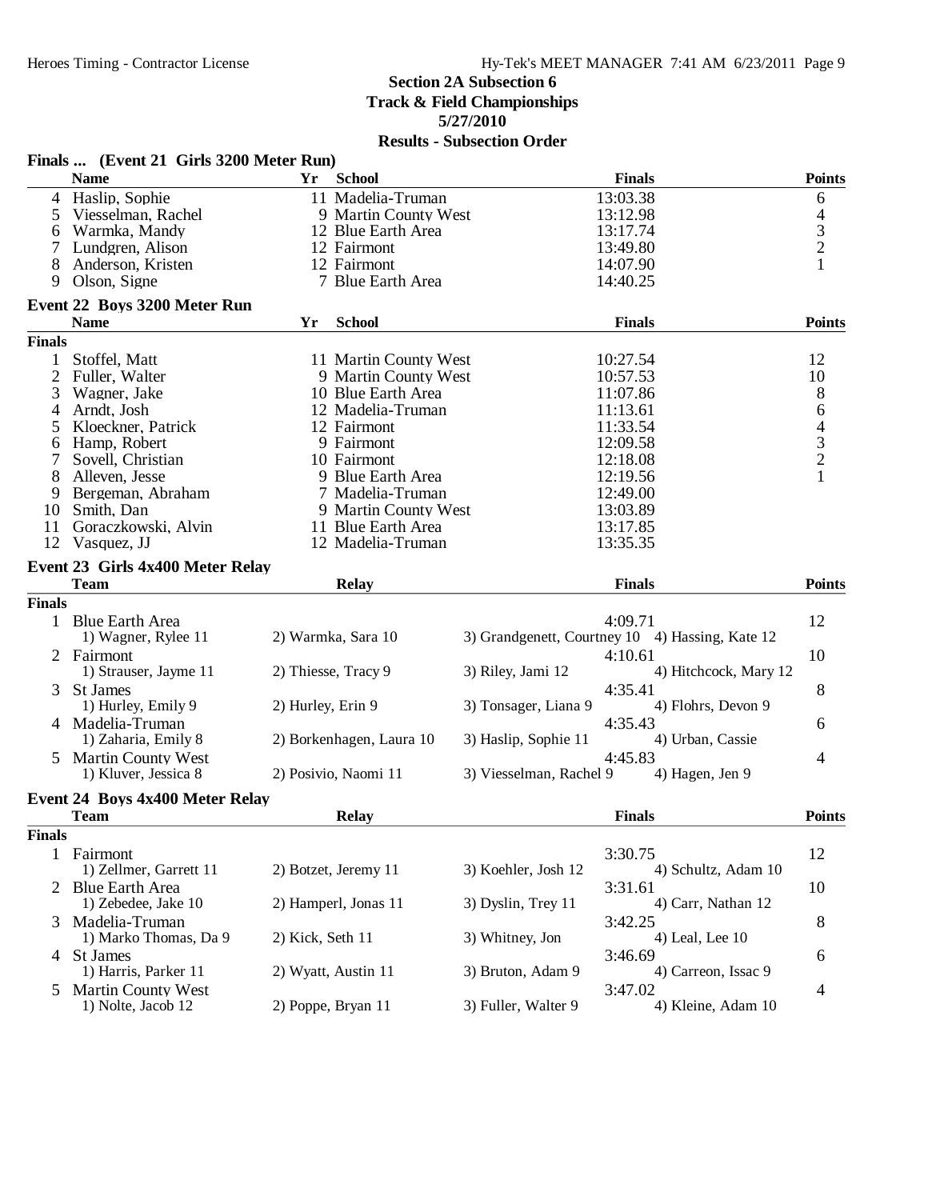**Section 2A Subsection 6**
**Track & Field Championships**
**5/27/2010**
**Results - Subsection Order**

### Finals ... (Event 21 Girls 3200 Meter Run)

| | Name | Yr | School | Finals | Points |
|---|---|---|---|---|---|
| 4 | Haslip, Sophie | 11 | Madelia-Truman | 13:03.38 | 6 |
| 5 | Viesselman, Rachel | 9 | Martin County West | 13:12.98 | 4 |
| 6 | Warmka, Mandy | 12 | Blue Earth Area | 13:17.74 | 3 |
| 7 | Lundgren, Alison | 12 | Fairmont | 13:49.80 | 2 |
| 8 | Anderson, Kristen | 12 | Fairmont | 14:07.90 | 1 |
| 9 | Olson, Signe | 7 | Blue Earth Area | 14:40.25 | |

### Event 22 Boys 3200 Meter Run

| | Name | Yr | School | Finals | Points |
|---|---|---|---|---|---|
| **Finals** | | | | | |
| 1 | Stoffel, Matt | 11 | Martin County West | 10:27.54 | 12 |
| 2 | Fuller, Walter | 9 | Martin County West | 10:57.53 | 10 |
| 3 | Wagner, Jake | 10 | Blue Earth Area | 11:07.86 | 8 |
| 4 | Arndt, Josh | 12 | Madelia-Truman | 11:13.61 | 6 |
| 5 | Kloeckner, Patrick | 12 | Fairmont | 11:33.54 | 4 |
| 6 | Hamp, Robert | 9 | Fairmont | 12:09.58 | 3 |
| 7 | Sovell, Christian | 10 | Fairmont | 12:18.08 | 2 |
| 8 | Alleven, Jesse | 9 | Blue Earth Area | 12:19.56 | 1 |
| 9 | Bergeman, Abraham | 7 | Madelia-Truman | 12:49.00 | |
| 10 | Smith, Dan | 9 | Martin County West | 13:03.89 | |
| 11 | Goraczkowski, Alvin | 11 | Blue Earth Area | 13:17.85 | |
| 12 | Vasquez, JJ | 12 | Madelia-Truman | 13:35.35 | |

### Event 23 Girls 4x400 Meter Relay

| | Team | Relay | | | Finals | Points |
|---|---|---|---|---|---|---|
| **Finals** | | | | | | |
| 1 | Blue Earth Area | | | | 4:09.71 | 12 |
| | 1) Wagner, Rylee 11 | 2) Warmka, Sara 10 | 3) Grandgenett, Courtney 10 | 4) Hassing, Kate 12 | | |
| 2 | Fairmont | | | | 4:10.61 | 10 |
| | 1) Strauser, Jayme 11 | 2) Thiesse, Tracy 9 | 3) Riley, Jami 12 | 4) Hitchcock, Mary 12 | | |
| 3 | St James | | | | 4:35.41 | 8 |
| | 1) Hurley, Emily 9 | 2) Hurley, Erin 9 | 3) Tonsager, Liana 9 | 4) Flohrs, Devon 9 | | |
| 4 | Madelia-Truman | | | | 4:35.43 | 6 |
| | 1) Zaharia, Emily 8 | 2) Borkenhagen, Laura 10 | 3) Haslip, Sophie 11 | 4) Urban, Cassie | | |
| 5 | Martin County West | | | | 4:45.83 | 4 |
| | 1) Kluver, Jessica 8 | 2) Posivio, Naomi 11 | 3) Viesselman, Rachel 9 | 4) Hagen, Jen 9 | | |

### Event 24 Boys 4x400 Meter Relay

| | Team | Relay | | | Finals | Points |
|---|---|---|---|---|---|---|
| **Finals** | | | | | | |
| 1 | Fairmont | | | | 3:30.75 | 12 |
| | 1) Zellmer, Garrett 11 | 2) Botzet, Jeremy 11 | 3) Koehler, Josh 12 | 4) Schultz, Adam 10 | | |
| 2 | Blue Earth Area | | | | 3:31.61 | 10 |
| | 1) Zebedee, Jake 10 | 2) Hamperl, Jonas 11 | 3) Dyslin, Trey 11 | 4) Carr, Nathan 12 | | |
| 3 | Madelia-Truman | | | | 3:42.25 | 8 |
| | 1) Marko Thomas, Da 9 | 2) Kick, Seth 11 | 3) Whitney, Jon | 4) Leal, Lee 10 | | |
| 4 | St James | | | | 3:46.69 | 6 |
| | 1) Harris, Parker 11 | 2) Wyatt, Austin 11 | 3) Bruton, Adam 9 | 4) Carreon, Issac 9 | | |
| 5 | Martin County West | | | | 3:47.02 | 4 |
| | 1) Nolte, Jacob 12 | 2) Poppe, Bryan 11 | 3) Fuller, Walter 9 | 4) Kleine, Adam 10 | | |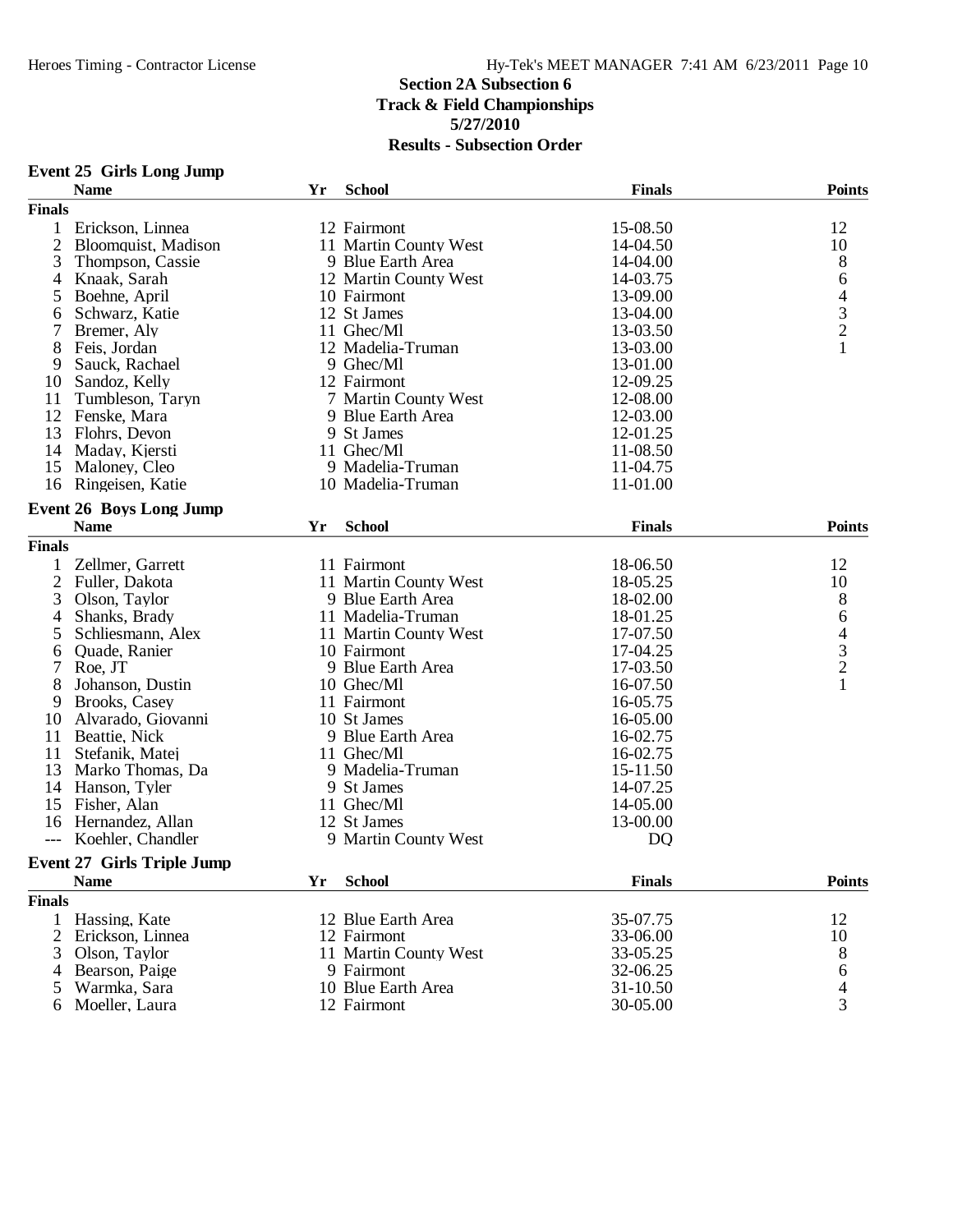## Section 2A Subsection 6
## Track & Field Championships
## 5/27/2010
## Results - Subsection Order

### Event 25 Girls Long Jump

| | Name | Yr | School | Finals | Points |
|---|---|---|---|---|---|
| **Finals** | | | | | |
| 1 | Erickson, Linnea | 12 | Fairmont | 15-08.50 | 12 |
| 2 | Bloomquist, Madison | 11 | Martin County West | 14-04.50 | 10 |
| 3 | Thompson, Cassie | 9 | Blue Earth Area | 14-04.00 | 8 |
| 4 | Knaak, Sarah | 12 | Martin County West | 14-03.75 | 6 |
| 5 | Boehne, April | 10 | Fairmont | 13-09.00 | 4 |
| 6 | Schwarz, Katie | 12 | St James | 13-04.00 | 3 |
| 7 | Bremer, Aly | 11 | Ghec/Ml | 13-03.50 | 2 |
| 8 | Feis, Jordan | 12 | Madelia-Truman | 13-03.00 | 1 |
| 9 | Sauck, Rachael | 9 | Ghec/Ml | 13-01.00 | |
| 10 | Sandoz, Kelly | 12 | Fairmont | 12-09.25 | |
| 11 | Tumbleson, Taryn | 7 | Martin County West | 12-08.00 | |
| 12 | Fenske, Mara | 9 | Blue Earth Area | 12-03.00 | |
| 13 | Flohrs, Devon | 9 | St James | 12-01.25 | |
| 14 | Maday, Kjersti | 11 | Ghec/Ml | 11-08.50 | |
| 15 | Maloney, Cleo | 9 | Madelia-Truman | 11-04.75 | |
| 16 | Ringeisen, Katie | 10 | Madelia-Truman | 11-01.00 | |

### Event 26 Boys Long Jump

| | Name | Yr | School | Finals | Points |
|---|---|---|---|---|---|
| **Finals** | | | | | |
| 1 | Zellmer, Garrett | 11 | Fairmont | 18-06.50 | 12 |
| 2 | Fuller, Dakota | 11 | Martin County West | 18-05.25 | 10 |
| 3 | Olson, Taylor | 9 | Blue Earth Area | 18-02.00 | 8 |
| 4 | Shanks, Brady | 11 | Madelia-Truman | 18-01.25 | 6 |
| 5 | Schliesmann, Alex | 11 | Martin County West | 17-07.50 | 4 |
| 6 | Quade, Ranier | 10 | Fairmont | 17-04.25 | 3 |
| 7 | Roe, JT | 9 | Blue Earth Area | 17-03.50 | 2 |
| 8 | Johanson, Dustin | 10 | Ghec/Ml | 16-07.50 | 1 |
| 9 | Brooks, Casey | 11 | Fairmont | 16-05.75 | |
| 10 | Alvarado, Giovanni | 10 | St James | 16-05.00 | |
| 11 | Beattie, Nick | 9 | Blue Earth Area | 16-02.75 | |
| 11 | Stefanik, Matej | 11 | Ghec/Ml | 16-02.75 | |
| 13 | Marko Thomas, Da | 9 | Madelia-Truman | 15-11.50 | |
| 14 | Hanson, Tyler | 9 | St James | 14-07.25 | |
| 15 | Fisher, Alan | 11 | Ghec/Ml | 14-05.00 | |
| 16 | Hernandez, Allan | 12 | St James | 13-00.00 | |
| --- | Koehler, Chandler | 9 | Martin County West | DQ | |

### Event 27 Girls Triple Jump

| | Name | Yr | School | Finals | Points |
|---|---|---|---|---|---|
| **Finals** | | | | | |
| 1 | Hassing, Kate | 12 | Blue Earth Area | 35-07.75 | 12 |
| 2 | Erickson, Linnea | 12 | Fairmont | 33-06.00 | 10 |
| 3 | Olson, Taylor | 11 | Martin County West | 33-05.25 | 8 |
| 4 | Bearson, Paige | 9 | Fairmont | 32-06.25 | 6 |
| 5 | Warmka, Sara | 10 | Blue Earth Area | 31-10.50 | 4 |
| 6 | Moeller, Laura | 12 | Fairmont | 30-05.00 | 3 |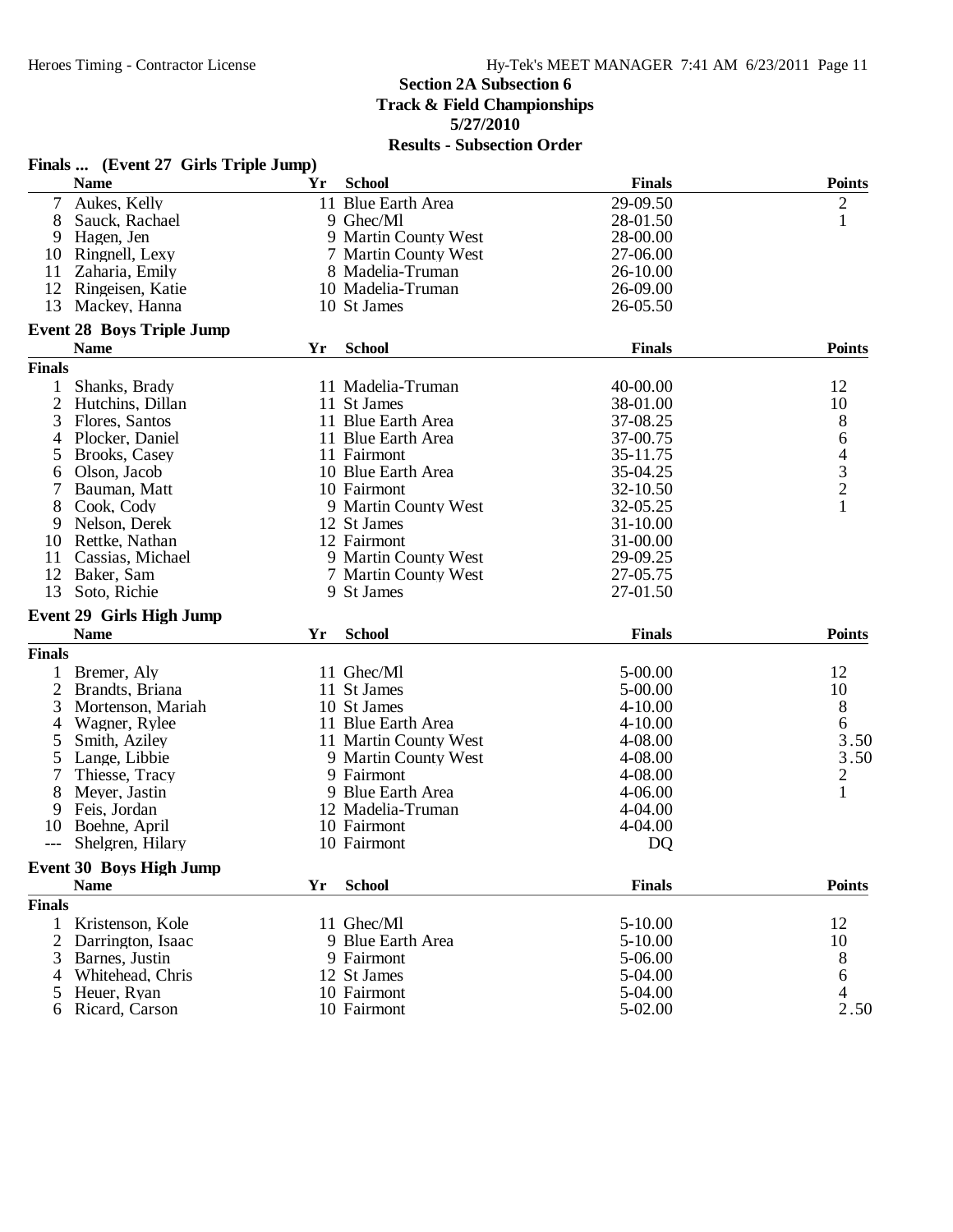# Section 2A Subsection 6
## Track & Field Championships
## 5/27/2010
## Results - Subsection Order

### Finals ... (Event 27 Girls Triple Jump)

| | Name | Yr | School | Finals | Points |
|---|---|---|---|---|---|
| 7 | Aukes, Kelly | 11 | Blue Earth Area | 29-09.50 | 2 |
| 8 | Sauck, Rachael | 9 | Ghec/Ml | 28-01.50 | 1 |
| 9 | Hagen, Jen | 9 | Martin County West | 28-00.00 | |
| 10 | Ringnell, Lexy | 7 | Martin County West | 27-06.00 | |
| 11 | Zaharia, Emily | 8 | Madelia-Truman | 26-10.00 | |
| 12 | Ringeisen, Katie | 10 | Madelia-Truman | 26-09.00 | |
| 13 | Mackey, Hanna | 10 | St James | 26-05.50 | |

### Event 28 Boys Triple Jump

| | Name | Yr | School | Finals | Points |
|---|---|---|---|---|---|
| **Finals** | | | | | |
| 1 | Shanks, Brady | 11 | Madelia-Truman | 40-00.00 | 12 |
| 2 | Hutchins, Dillan | 11 | St James | 38-01.00 | 10 |
| 3 | Flores, Santos | 11 | Blue Earth Area | 37-08.25 | 8 |
| 4 | Plocker, Daniel | 11 | Blue Earth Area | 37-00.75 | 6 |
| 5 | Brooks, Casey | 11 | Fairmont | 35-11.75 | 4 |
| 6 | Olson, Jacob | 10 | Blue Earth Area | 35-04.25 | 3 |
| 7 | Bauman, Matt | 10 | Fairmont | 32-10.50 | 2 |
| 8 | Cook, Cody | 9 | Martin County West | 32-05.25 | 1 |
| 9 | Nelson, Derek | 12 | St James | 31-10.00 | |
| 10 | Rettke, Nathan | 12 | Fairmont | 31-00.00 | |
| 11 | Cassias, Michael | 9 | Martin County West | 29-09.25 | |
| 12 | Baker, Sam | 7 | Martin County West | 27-05.75 | |
| 13 | Soto, Richie | 9 | St James | 27-01.50 | |

### Event 29 Girls High Jump

| | Name | Yr | School | Finals | Points |
|---|---|---|---|---|---|
| **Finals** | | | | | |
| 1 | Bremer, Aly | 11 | Ghec/Ml | 5-00.00 | 12 |
| 2 | Brandts, Briana | 11 | St James | 5-00.00 | 10 |
| 3 | Mortenson, Mariah | 10 | St James | 4-10.00 | 8 |
| 4 | Wagner, Rylee | 11 | Blue Earth Area | 4-10.00 | 6 |
| 5 | Smith, Aziley | 11 | Martin County West | 4-08.00 | 3.50 |
| 5 | Lange, Libbie | 9 | Martin County West | 4-08.00 | 3.50 |
| 7 | Thiesse, Tracy | 9 | Fairmont | 4-08.00 | 2 |
| 8 | Meyer, Jastin | 9 | Blue Earth Area | 4-06.00 | 1 |
| 9 | Feis, Jordan | 12 | Madelia-Truman | 4-04.00 | |
| 10 | Boehne, April | 10 | Fairmont | 4-04.00 | |
| --- | Shelgren, Hilary | 10 | Fairmont | DQ | |

### Event 30 Boys High Jump

| | Name | Yr | School | Finals | Points |
|---|---|---|---|---|---|
| **Finals** | | | | | |
| 1 | Kristenson, Kole | 11 | Ghec/Ml | 5-10.00 | 12 |
| 2 | Darrington, Isaac | 9 | Blue Earth Area | 5-10.00 | 10 |
| 3 | Barnes, Justin | 9 | Fairmont | 5-06.00 | 8 |
| 4 | Whitehead, Chris | 12 | St James | 5-04.00 | 6 |
| 5 | Heuer, Ryan | 10 | Fairmont | 5-04.00 | 4 |
| 6 | Ricard, Carson | 10 | Fairmont | 5-02.00 | 2.50 |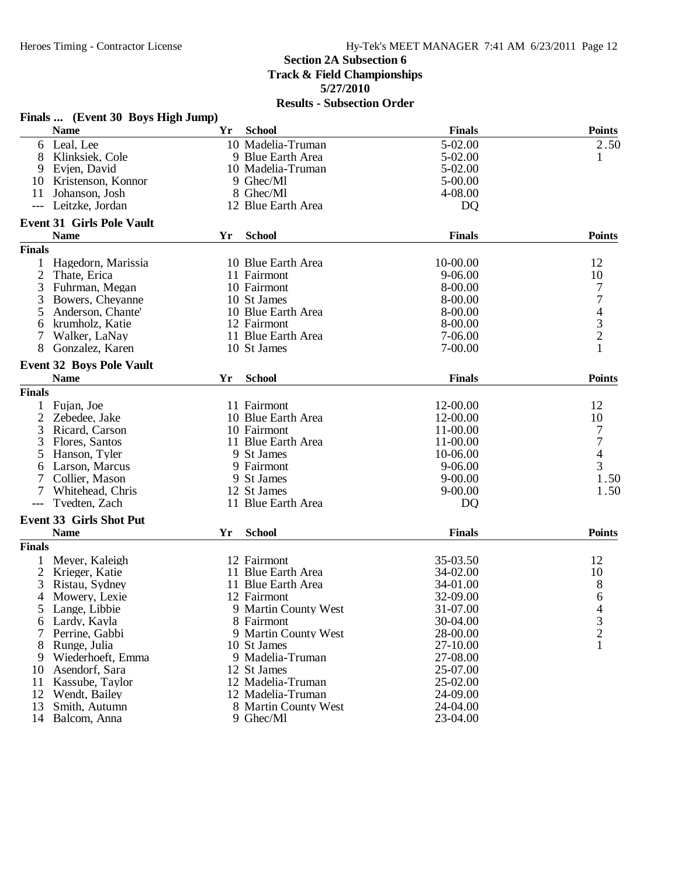# Section 2A Subsection 6
## Track & Field Championships
## 5/27/2010
## Results - Subsection Order

### Finals ... (Event 30 Boys High Jump)

| | Name | Yr | School | Finals | Points |
|---|---|---|---|---|---|
| 6 | Leal, Lee | 10 | Madelia-Truman | 5-02.00 | 2.50 |
| 8 | Klinksiek, Cole | 9 | Blue Earth Area | 5-02.00 | 1 |
| 9 | Evjen, David | 10 | Madelia-Truman | 5-02.00 | |
| 10 | Kristenson, Konnor | 9 | Ghec/Ml | 5-00.00 | |
| 11 | Johanson, Josh | 8 | Ghec/Ml | 4-08.00 | |
| --- | Leitzke, Jordan | 12 | Blue Earth Area | DQ | |

### Event 31 Girls Pole Vault

| | Name | Yr | School | Finals | Points |
|---|---|---|---|---|---|
| **Finals** | | | | | |
| 1 | Hagedorn, Marissia | 10 | Blue Earth Area | 10-00.00 | 12 |
| 2 | Thate, Erica | 11 | Fairmont | 9-06.00 | 10 |
| 3 | Fuhrman, Megan | 10 | Fairmont | 8-00.00 | 7 |
| 3 | Bowers, Cheyanne | 10 | St James | 8-00.00 | 7 |
| 5 | Anderson, Chante' | 10 | Blue Earth Area | 8-00.00 | 4 |
| 6 | krumholz, Katie | 12 | Fairmont | 8-00.00 | 3 |
| 7 | Walker, LaNay | 11 | Blue Earth Area | 7-06.00 | 2 |
| 8 | Gonzalez, Karen | 10 | St James | 7-00.00 | 1 |

### Event 32 Boys Pole Vault

| | Name | Yr | School | Finals | Points |
|---|---|---|---|---|---|
| **Finals** | | | | | |
| 1 | Fujan, Joe | 11 | Fairmont | 12-00.00 | 12 |
| 2 | Zebedee, Jake | 10 | Blue Earth Area | 12-00.00 | 10 |
| 3 | Ricard, Carson | 10 | Fairmont | 11-00.00 | 7 |
| 3 | Flores, Santos | 11 | Blue Earth Area | 11-00.00 | 7 |
| 5 | Hanson, Tyler | 9 | St James | 10-06.00 | 4 |
| 6 | Larson, Marcus | 9 | Fairmont | 9-06.00 | 3 |
| 7 | Collier, Mason | 9 | St James | 9-00.00 | 1.50 |
| 7 | Whitehead, Chris | 12 | St James | 9-00.00 | 1.50 |
| --- | Tvedten, Zach | 11 | Blue Earth Area | DQ | |

### Event 33 Girls Shot Put

| | Name | Yr | School | Finals | Points |
|---|---|---|---|---|---|
| **Finals** | | | | | |
| 1 | Meyer, Kaleigh | 12 | Fairmont | 35-03.50 | 12 |
| 2 | Krieger, Katie | 11 | Blue Earth Area | 34-02.00 | 10 |
| 3 | Ristau, Sydney | 11 | Blue Earth Area | 34-01.00 | 8 |
| 4 | Mowery, Lexie | 12 | Fairmont | 32-09.00 | 6 |
| 5 | Lange, Libbie | 9 | Martin County West | 31-07.00 | 4 |
| 6 | Lardy, Kayla | 8 | Fairmont | 30-04.00 | 3 |
| 7 | Perrine, Gabbi | 9 | Martin County West | 28-00.00 | 2 |
| 8 | Runge, Julia | 10 | St James | 27-10.00 | 1 |
| 9 | Wiederhoeft, Emma | 9 | Madelia-Truman | 27-08.00 | |
| 10 | Asendorf, Sara | 12 | St James | 25-07.00 | |
| 11 | Kassube, Taylor | 12 | Madelia-Truman | 25-02.00 | |
| 12 | Wendt, Bailey | 12 | Madelia-Truman | 24-09.00 | |
| 13 | Smith, Autumn | 8 | Martin County West | 24-04.00 | |
| 14 | Balcom, Anna | 9 | Ghec/Ml | 23-04.00 | |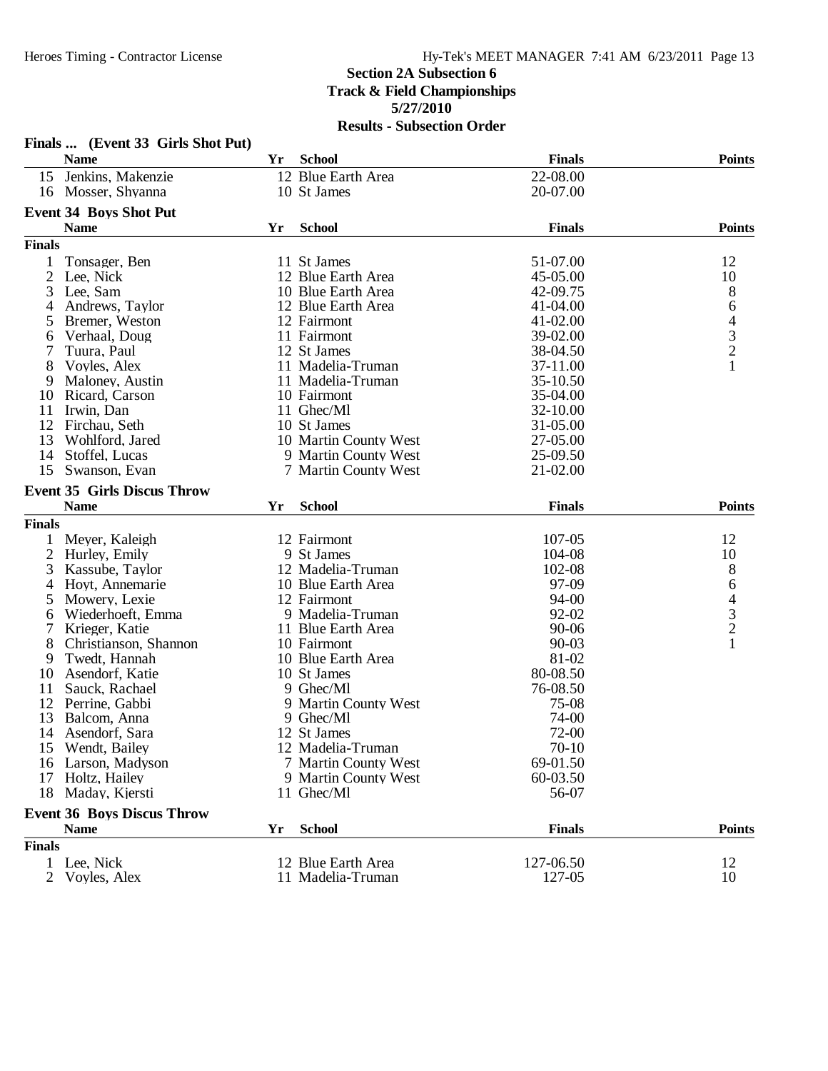## Section 2A Subsection 6
## Track & Field Championships
## 5/27/2010
## Results - Subsection Order

### Finals ... (Event 33 Girls Shot Put)

| | Name | Yr | School | Finals | Points |
|---|---|---|---|---|---|
| 15 | Jenkins, Makenzie | 12 | Blue Earth Area | 22-08.00 | |
| 16 | Mosser, Shyanna | 10 | St James | 20-07.00 | |

### Event 34 Boys Shot Put

**Finals**

| | Name | Yr | School | Finals | Points |
|---|---|---|---|---|---|
| 1 | Tonsager, Ben | 11 | St James | 51-07.00 | 12 |
| 2 | Lee, Nick | 12 | Blue Earth Area | 45-05.00 | 10 |
| 3 | Lee, Sam | 10 | Blue Earth Area | 42-09.75 | 8 |
| 4 | Andrews, Taylor | 12 | Blue Earth Area | 41-04.00 | 6 |
| 5 | Bremer, Weston | 12 | Fairmont | 41-02.00 | 4 |
| 6 | Verhaal, Doug | 11 | Fairmont | 39-02.00 | 3 |
| 7 | Tuura, Paul | 12 | St James | 38-04.50 | 2 |
| 8 | Voyles, Alex | 11 | Madelia-Truman | 37-11.00 | 1 |
| 9 | Maloney, Austin | 11 | Madelia-Truman | 35-10.50 | |
| 10 | Ricard, Carson | 10 | Fairmont | 35-04.00 | |
| 11 | Irwin, Dan | 11 | Ghec/Ml | 32-10.00 | |
| 12 | Firchau, Seth | 10 | St James | 31-05.00 | |
| 13 | Wohlford, Jared | 10 | Martin County West | 27-05.00 | |
| 14 | Stoffel, Lucas | 9 | Martin County West | 25-09.50 | |
| 15 | Swanson, Evan | 7 | Martin County West | 21-02.00 | |

### Event 35 Girls Discus Throw

**Finals**

| | Name | Yr | School | Finals | Points |
|---|---|---|---|---|---|
| 1 | Meyer, Kaleigh | 12 | Fairmont | 107-05 | 12 |
| 2 | Hurley, Emily | 9 | St James | 104-08 | 10 |
| 3 | Kassube, Taylor | 12 | Madelia-Truman | 102-08 | 8 |
| 4 | Hoyt, Annemarie | 10 | Blue Earth Area | 97-09 | 6 |
| 5 | Mowery, Lexie | 12 | Fairmont | 94-00 | 4 |
| 6 | Wiederhoeft, Emma | 9 | Madelia-Truman | 92-02 | 3 |
| 7 | Krieger, Katie | 11 | Blue Earth Area | 90-06 | 2 |
| 8 | Christianson, Shannon | 10 | Fairmont | 90-03 | 1 |
| 9 | Twedt, Hannah | 10 | Blue Earth Area | 81-02 | |
| 10 | Asendorf, Katie | 10 | St James | 80-08.50 | |
| 11 | Sauck, Rachael | 9 | Ghec/Ml | 76-08.50 | |
| 12 | Perrine, Gabbi | 9 | Martin County West | 75-08 | |
| 13 | Balcom, Anna | 9 | Ghec/Ml | 74-00 | |
| 14 | Asendorf, Sara | 12 | St James | 72-00 | |
| 15 | Wendt, Bailey | 12 | Madelia-Truman | 70-10 | |
| 16 | Larson, Madyson | 7 | Martin County West | 69-01.50 | |
| 17 | Holtz, Hailey | 9 | Martin County West | 60-03.50 | |
| 18 | Maday, Kjersti | 11 | Ghec/Ml | 56-07 | |

### Event 36 Boys Discus Throw

**Finals**

| | Name | Yr | School | Finals | Points |
|---|---|---|---|---|---|
| 1 | Lee, Nick | 12 | Blue Earth Area | 127-06.50 | 12 |
| 2 | Voyles, Alex | 11 | Madelia-Truman | 127-05 | 10 |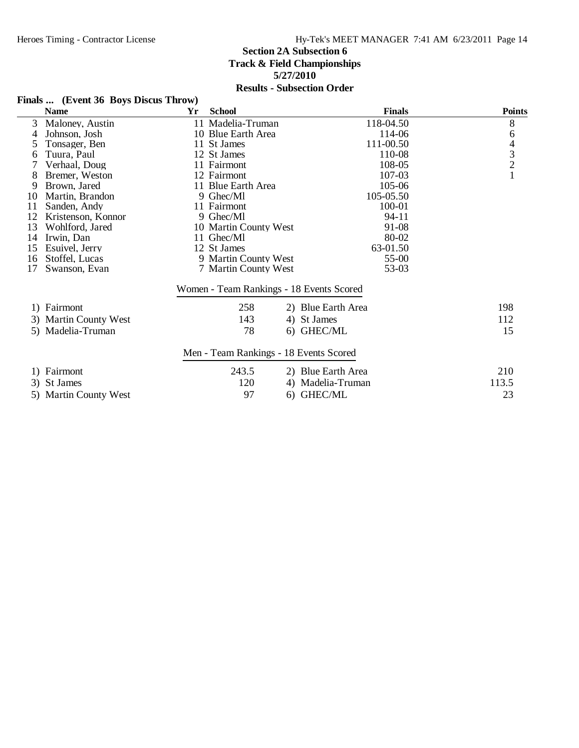**Section 2A Subsection 6**
**Track & Field Championships**
**5/27/2010**
**Results - Subsection Order**

### Finals ... (Event 36 Boys Discus Throw)

| | Name | Yr | School | Finals | Points |
|---|---|---|---|---|---|
| 3 | Maloney, Austin | 11 | Madelia-Truman | 118-04.50 | 8 |
| 4 | Johnson, Josh | 10 | Blue Earth Area | 114-06 | 6 |
| 5 | Tonsager, Ben | 11 | St James | 111-00.50 | 4 |
| 6 | Tuura, Paul | 12 | St James | 110-08 | 3 |
| 7 | Verhaal, Doug | 11 | Fairmont | 108-05 | 2 |
| 8 | Bremer, Weston | 12 | Fairmont | 107-03 | 1 |
| 9 | Brown, Jared | 11 | Blue Earth Area | 105-06 | |
| 10 | Martin, Brandon | 9 | Ghec/Ml | 105-05.50 | |
| 11 | Sanden, Andy | 11 | Fairmont | 100-01 | |
| 12 | Kristenson, Konnor | 9 | Ghec/Ml | 94-11 | |
| 13 | Wohlford, Jared | 10 | Martin County West | 91-08 | |
| 14 | Irwin, Dan | 11 | Ghec/Ml | 80-02 | |
| 15 | Esuivel, Jerry | 12 | St James | 63-01.50 | |
| 16 | Stoffel, Lucas | 9 | Martin County West | 55-00 | |
| 17 | Swanson, Evan | 7 | Martin County West | 53-03 | |

### Women - Team Rankings - 18 Events Scored

| | | | |
|---|---|---|---|
| 1) Fairmont | 258 | 2) Blue Earth Area | 198 |
| 3) Martin County West | 143 | 4) St James | 112 |
| 5) Madelia-Truman | 78 | 6) GHEC/ML | 15 |

### Men - Team Rankings - 18 Events Scored

| | | | |
|---|---|---|---|
| 1) Fairmont | 243.5 | 2) Blue Earth Area | 210 |
| 3) St James | 120 | 4) Madelia-Truman | 113.5 |
| 5) Martin County West | 97 | 6) GHEC/ML | 23 |